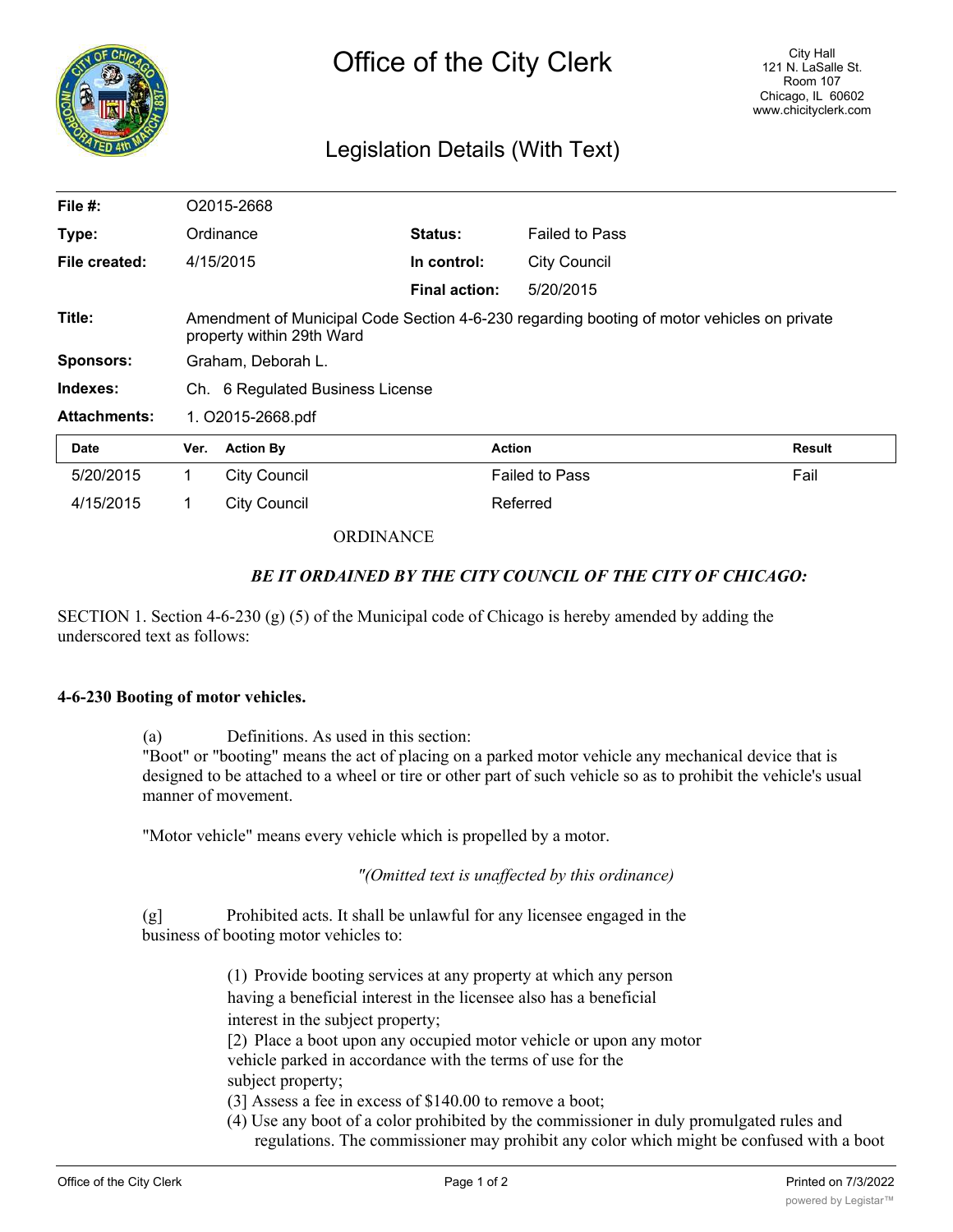# Office of the City Clerk

City Hall
121 N. LaSalle St.
Room 107
Chicago, IL 60602
www.chicityclerk.com

## Legislation Details (With Text)

| | | | |
|---|---|---|---|
| **File #:** | O2015-2668 | | |
| **Type:** | Ordinance | **Status:** | Failed to Pass |
| **File created:** | 4/15/2015 | **In control:** | City Council |
| | | **Final action:** | 5/20/2015 |
| **Title:** | Amendment of Municipal Code Section 4-6-230 regarding booting of motor vehicles on private property within 29th Ward | | |
| **Sponsors:** | Graham, Deborah L. | | |
| **Indexes:** | Ch. 6 Regulated Business License | | |
| **Attachments:** | 1. O2015-2668.pdf | | |

| Date | Ver. | Action By | Action | Result |
|---|---|---|---|---|
| 5/20/2015 | 1 | City Council | Failed to Pass | Fail |
| 4/15/2015 | 1 | City Council | Referred | |

ORDINANCE

***BE IT ORDAINED BY THE CITY COUNCIL OF THE CITY OF CHICAGO:***

SECTION 1. Section 4-6-230 (g) (5) of the Municipal code of Chicago is hereby amended by adding the underscored text as follows:

**4-6-230 Booting of motor vehicles.**

(a) Definitions. As used in this section:
"Boot" or "booting" means the act of placing on a parked motor vehicle any mechanical device that is designed to be attached to a wheel or tire or other part of such vehicle so as to prohibit the vehicle's usual manner of movement.

"Motor vehicle" means every vehicle which is propelled by a motor.

*"(Omitted text is unaffected by this ordinance)*

[g] Prohibited acts. It shall be unlawful for any licensee engaged in the business of booting motor vehicles to:

(1) Provide booting services at any property at which any person having a beneficial interest in the licensee also has a beneficial interest in the subject property;
[2) Place a boot upon any occupied motor vehicle or upon any motor vehicle parked in accordance with the terms of use for the subject property;
[3] Assess a fee in excess of $140.00 to remove a boot;
(4) Use any boot of a color prohibited by the commissioner in duly promulgated rules and regulations. The commissioner may prohibit any color which might be confused with a boot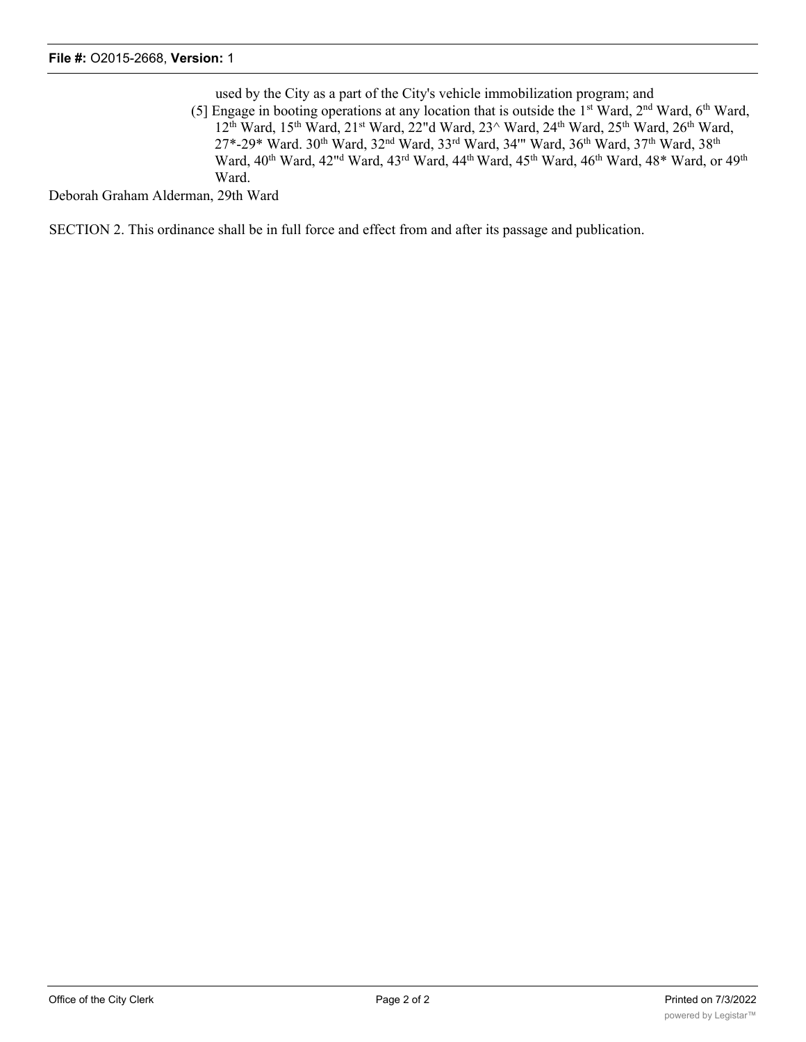used by the City as a part of the City's vehicle immobilization program; and

(5] Engage in booting operations at any location that is outside the 1st Ward, 2nd Ward, 6th Ward, 12th Ward, 15th Ward, 21st Ward, 22"d Ward, 23^ Ward, 24th Ward, 25th Ward, 26th Ward, 27*-29* Ward. 30th Ward, 32nd Ward, 33rd Ward, 34'" Ward, 36th Ward, 37th Ward, 38th Ward, 40th Ward, 42"d Ward, 43rd Ward, 44th Ward, 45th Ward, 46th Ward, 48* Ward, or 49th Ward.

Deborah Graham Alderman, 29th Ward

SECTION 2. This ordinance shall be in full force and effect from and after its passage and publication.